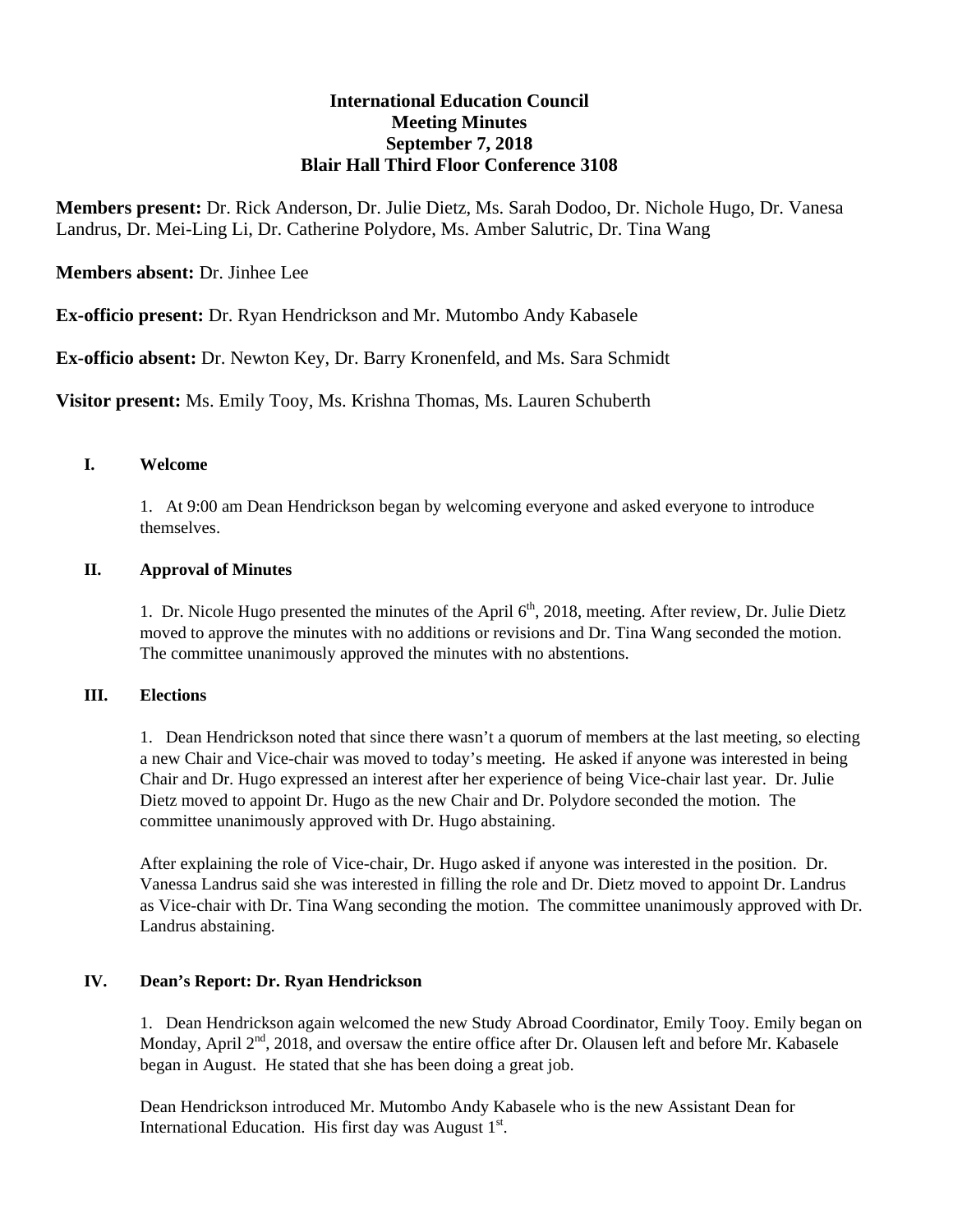**International Education Council**
**Meeting Minutes**
**September 7, 2018**
**Blair Hall Third Floor Conference 3108**

**Members present:** Dr. Rick Anderson, Dr. Julie Dietz, Ms. Sarah Dodoo, Dr. Nichole Hugo, Dr. Vanesa Landrus, Dr. Mei-Ling Li, Dr. Catherine Polydore, Ms. Amber Salutric, Dr. Tina Wang

**Members absent:** Dr. Jinhee Lee

**Ex-officio present:** Dr. Ryan Hendrickson and Mr. Mutombo Andy Kabasele

**Ex-officio absent:** Dr. Newton Key, Dr. Barry Kronenfeld, and Ms. Sara Schmidt

**Visitor present:** Ms. Emily Tooy, Ms. Krishna Thomas, Ms. Lauren Schuberth

**I. Welcome**

1. At 9:00 am Dean Hendrickson began by welcoming everyone and asked everyone to introduce themselves.

**II. Approval of Minutes**

1. Dr. Nicole Hugo presented the minutes of the April 6th, 2018, meeting. After review, Dr. Julie Dietz moved to approve the minutes with no additions or revisions and Dr. Tina Wang seconded the motion. The committee unanimously approved the minutes with no abstentions.

**III. Elections**

1. Dean Hendrickson noted that since there wasn't a quorum of members at the last meeting, so electing a new Chair and Vice-chair was moved to today's meeting. He asked if anyone was interested in being Chair and Dr. Hugo expressed an interest after her experience of being Vice-chair last year. Dr. Julie Dietz moved to appoint Dr. Hugo as the new Chair and Dr. Polydore seconded the motion. The committee unanimously approved with Dr. Hugo abstaining.

After explaining the role of Vice-chair, Dr. Hugo asked if anyone was interested in the position. Dr. Vanessa Landrus said she was interested in filling the role and Dr. Dietz moved to appoint Dr. Landrus as Vice-chair with Dr. Tina Wang seconding the motion. The committee unanimously approved with Dr. Landrus abstaining.

**IV. Dean's Report: Dr. Ryan Hendrickson**

1. Dean Hendrickson again welcomed the new Study Abroad Coordinator, Emily Tooy. Emily began on Monday, April 2nd, 2018, and oversaw the entire office after Dr. Olausen left and before Mr. Kabasele began in August. He stated that she has been doing a great job.

Dean Hendrickson introduced Mr. Mutombo Andy Kabasele who is the new Assistant Dean for International Education. His first day was August 1st.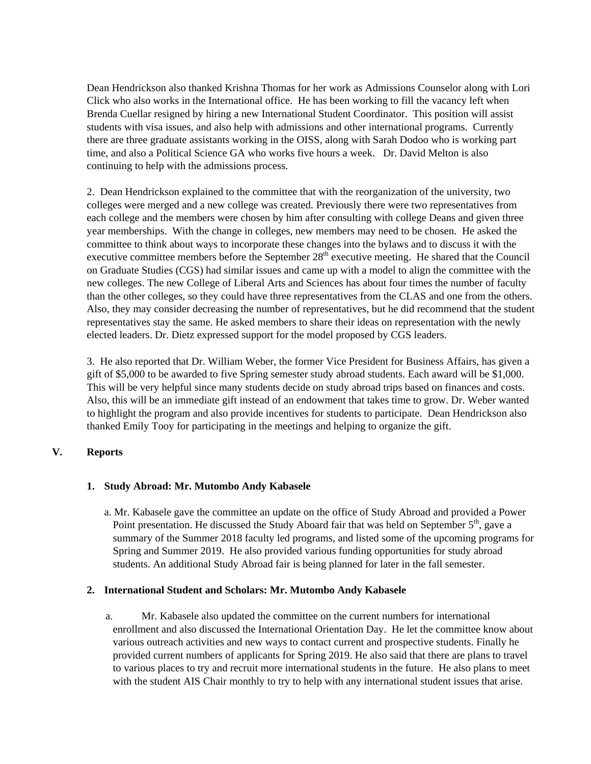Dean Hendrickson also thanked Krishna Thomas for her work as Admissions Counselor along with Lori Click who also works in the International office. He has been working to fill the vacancy left when Brenda Cuellar resigned by hiring a new International Student Coordinator. This position will assist students with visa issues, and also help with admissions and other international programs. Currently there are three graduate assistants working in the OISS, along with Sarah Dodoo who is working part time, and also a Political Science GA who works five hours a week. Dr. David Melton is also continuing to help with the admissions process.

2. Dean Hendrickson explained to the committee that with the reorganization of the university, two colleges were merged and a new college was created. Previously there were two representatives from each college and the members were chosen by him after consulting with college Deans and given three year memberships. With the change in colleges, new members may need to be chosen. He asked the committee to think about ways to incorporate these changes into the bylaws and to discuss it with the executive committee members before the September 28th executive meeting. He shared that the Council on Graduate Studies (CGS) had similar issues and came up with a model to align the committee with the new colleges. The new College of Liberal Arts and Sciences has about four times the number of faculty than the other colleges, so they could have three representatives from the CLAS and one from the others. Also, they may consider decreasing the number of representatives, but he did recommend that the student representatives stay the same. He asked members to share their ideas on representation with the newly elected leaders. Dr. Dietz expressed support for the model proposed by CGS leaders.

3. He also reported that Dr. William Weber, the former Vice President for Business Affairs, has given a gift of $5,000 to be awarded to five Spring semester study abroad students. Each award will be $1,000. This will be very helpful since many students decide on study abroad trips based on finances and costs. Also, this will be an immediate gift instead of an endowment that takes time to grow. Dr. Weber wanted to highlight the program and also provide incentives for students to participate. Dean Hendrickson also thanked Emily Tooy for participating in the meetings and helping to organize the gift.

## V. Reports

### 1. Study Abroad: Mr. Mutombo Andy Kabasele

a. Mr. Kabasele gave the committee an update on the office of Study Abroad and provided a Power Point presentation. He discussed the Study Aboard fair that was held on September 5th, gave a summary of the Summer 2018 faculty led programs, and listed some of the upcoming programs for Spring and Summer 2019. He also provided various funding opportunities for study abroad students. An additional Study Abroad fair is being planned for later in the fall semester.

### 2. International Student and Scholars: Mr. Mutombo Andy Kabasele

a. Mr. Kabasele also updated the committee on the current numbers for international enrollment and also discussed the International Orientation Day. He let the committee know about various outreach activities and new ways to contact current and prospective students. Finally he provided current numbers of applicants for Spring 2019. He also said that there are plans to travel to various places to try and recruit more international students in the future. He also plans to meet with the student AIS Chair monthly to try to help with any international student issues that arise.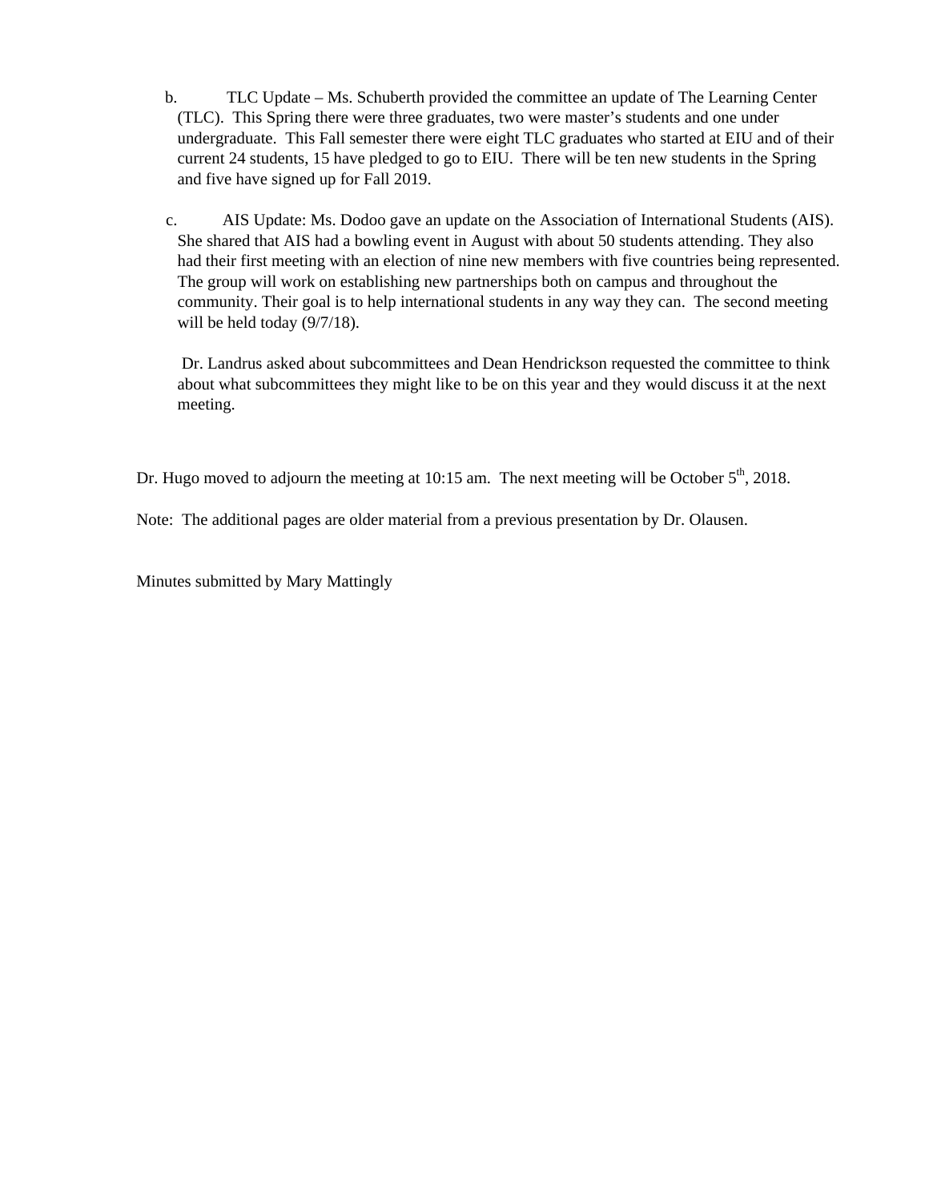b. TLC Update – Ms. Schuberth provided the committee an update of The Learning Center (TLC). This Spring there were three graduates, two were master's students and one under undergraduate. This Fall semester there were eight TLC graduates who started at EIU and of their current 24 students, 15 have pledged to go to EIU. There will be ten new students in the Spring and five have signed up for Fall 2019.

c. AIS Update: Ms. Dodoo gave an update on the Association of International Students (AIS). She shared that AIS had a bowling event in August with about 50 students attending. They also had their first meeting with an election of nine new members with five countries being represented. The group will work on establishing new partnerships both on campus and throughout the community. Their goal is to help international students in any way they can. The second meeting will be held today (9/7/18).

Dr. Landrus asked about subcommittees and Dean Hendrickson requested the committee to think about what subcommittees they might like to be on this year and they would discuss it at the next meeting.

Dr. Hugo moved to adjourn the meeting at 10:15 am. The next meeting will be October 5th, 2018.

Note: The additional pages are older material from a previous presentation by Dr. Olausen.

Minutes submitted by Mary Mattingly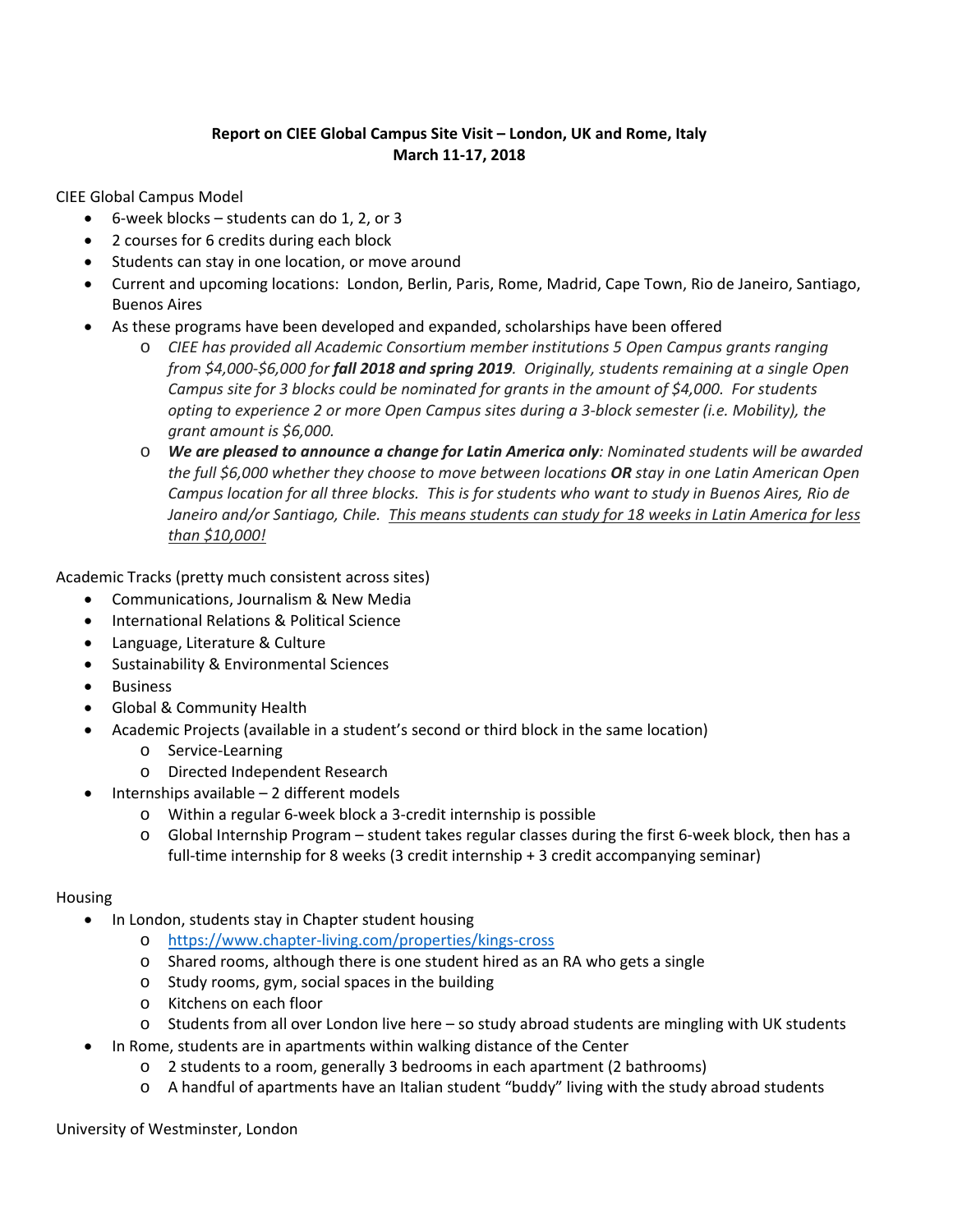**Report on CIEE Global Campus Site Visit – London, UK and Rome, Italy**
**March 11-17, 2018**

CIEE Global Campus Model

- 6-week blocks – students can do 1, 2, or 3
- 2 courses for 6 credits during each block
- Students can stay in one location, or move around
- Current and upcoming locations: London, Berlin, Paris, Rome, Madrid, Cape Town, Rio de Janeiro, Santiago, Buenos Aires
- As these programs have been developed and expanded, scholarships have been offered
    - *CIEE has provided all Academic Consortium member institutions 5 Open Campus grants ranging from $4,000-$6,000 for* ***fall 2018 and spring 2019****. Originally, students remaining at a single Open Campus site for 3 blocks could be nominated for grants in the amount of $4,000. For students opting to experience 2 or more Open Campus sites during a 3-block semester (i.e. Mobility), the grant amount is $6,000.*
    - ***We are pleased to announce a change for Latin America only****: Nominated students will be awarded the full $6,000 whether they choose to move between locations* ***OR*** *stay in one Latin American Open Campus location for all three blocks. This is for students who want to study in Buenos Aires, Rio de Janeiro and/or Santiago, Chile.* <u>*This means students can study for 18 weeks in Latin America for less than $10,000!*</u>

Academic Tracks (pretty much consistent across sites)

- Communications, Journalism & New Media
- International Relations & Political Science
- Language, Literature & Culture
- Sustainability & Environmental Sciences
- Business
- Global & Community Health
- Academic Projects (available in a student's second or third block in the same location)
    - Service-Learning
    - Directed Independent Research
- Internships available – 2 different models
    - Within a regular 6-week block a 3-credit internship is possible
    - Global Internship Program – student takes regular classes during the first 6-week block, then has a full-time internship for 8 weeks (3 credit internship + 3 credit accompanying seminar)

Housing

- In London, students stay in Chapter student housing
    - https://www.chapter-living.com/properties/kings-cross
    - Shared rooms, although there is one student hired as an RA who gets a single
    - Study rooms, gym, social spaces in the building
    - Kitchens on each floor
    - Students from all over London live here – so study abroad students are mingling with UK students
- In Rome, students are in apartments within walking distance of the Center
    - 2 students to a room, generally 3 bedrooms in each apartment (2 bathrooms)
    - A handful of apartments have an Italian student "buddy" living with the study abroad students

University of Westminster, London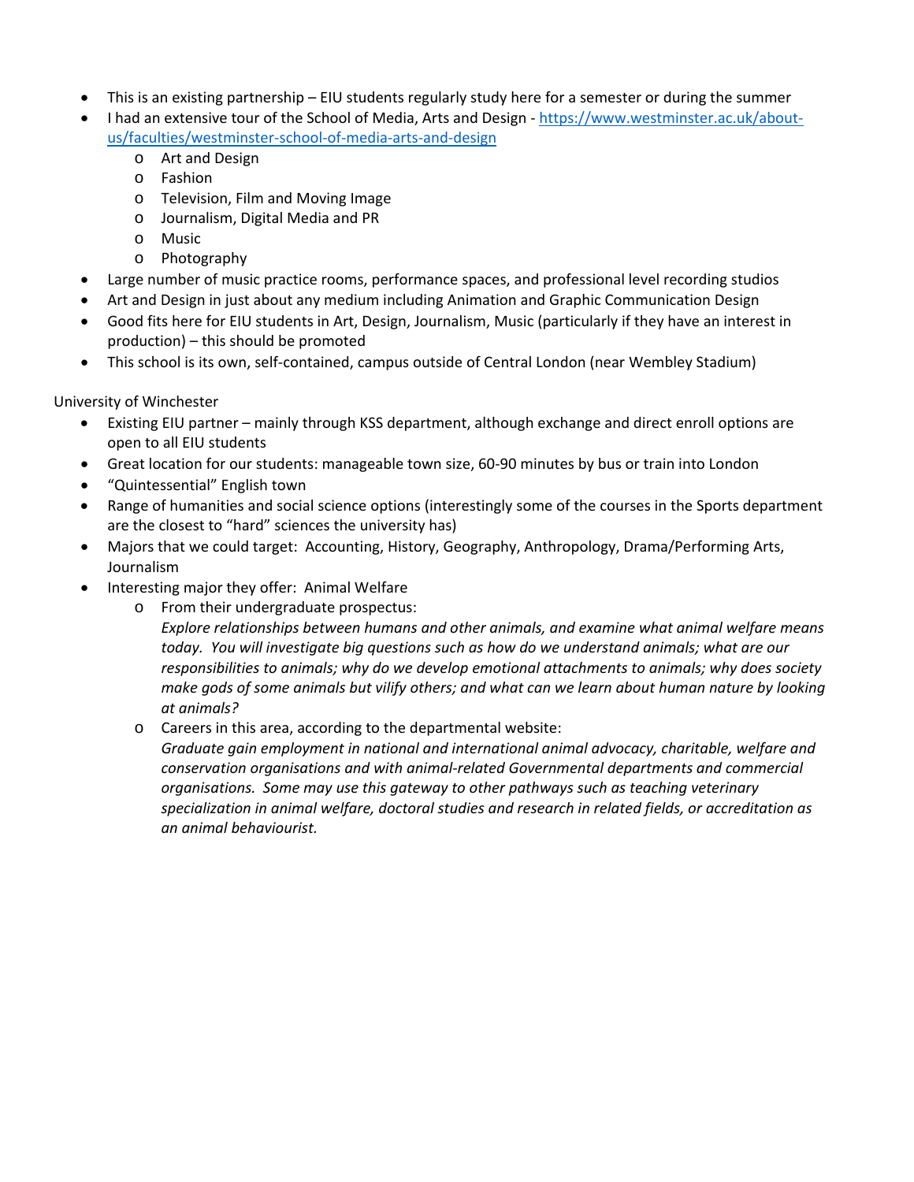- This is an existing partnership – EIU students regularly study here for a semester or during the summer
- I had an extensive tour of the School of Media, Arts and Design - [https://www.westminster.ac.uk/about-us/faculties/westminster-school-of-media-arts-and-design](https://www.westminster.ac.uk/about-us/faculties/westminster-school-of-media-arts-and-design)
    - Art and Design
    - Fashion
    - Television, Film and Moving Image
    - Journalism, Digital Media and PR
    - Music
    - Photography
- Large number of music practice rooms, performance spaces, and professional level recording studios
- Art and Design in just about any medium including Animation and Graphic Communication Design
- Good fits here for EIU students in Art, Design, Journalism, Music (particularly if they have an interest in production) – this should be promoted
- This school is its own, self-contained, campus outside of Central London (near Wembley Stadium)

University of Winchester

- Existing EIU partner – mainly through KSS department, although exchange and direct enroll options are open to all EIU students
- Great location for our students: manageable town size, 60-90 minutes by bus or train into London
- "Quintessential" English town
- Range of humanities and social science options (interestingly some of the courses in the Sports department are the closest to "hard" sciences the university has)
- Majors that we could target: Accounting, History, Geography, Anthropology, Drama/Performing Arts, Journalism
- Interesting major they offer: Animal Welfare
    - From their undergraduate prospectus:
      *Explore relationships between humans and other animals, and examine what animal welfare means today. You will investigate big questions such as how do we understand animals; what are our responsibilities to animals; why do we develop emotional attachments to animals; why does society make gods of some animals but vilify others; and what can we learn about human nature by looking at animals?*
    - Careers in this area, according to the departmental website:
      *Graduate gain employment in national and international animal advocacy, charitable, welfare and conservation organisations and with animal-related Governmental departments and commercial organisations. Some may use this gateway to other pathways such as teaching veterinary specialization in animal welfare, doctoral studies and research in related fields, or accreditation as an animal behaviourist.*